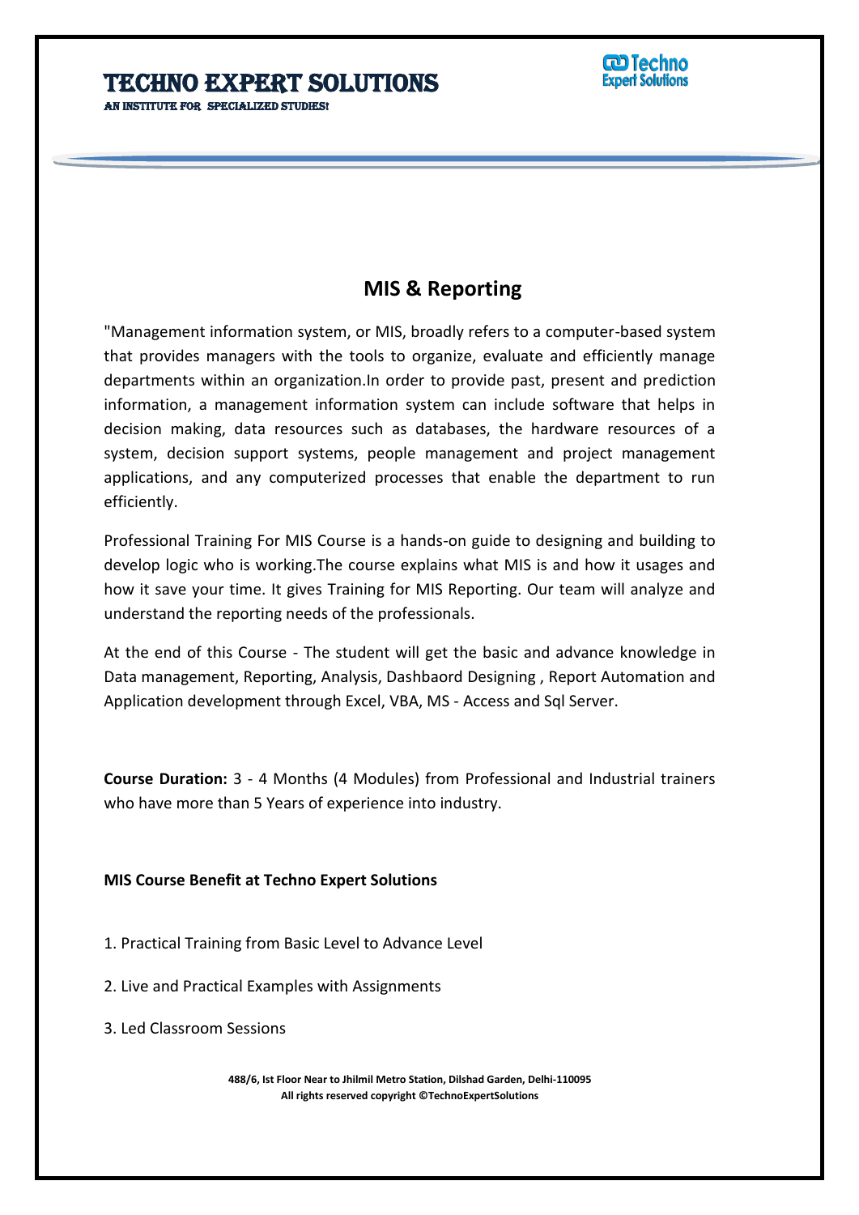# TECHNO EXPERT SOLUTIONS

AN INSTITUTE FOR SPECIALIZED STUDIES!

## MIS & Reporting

"Management information system, or MIS, broadly refers to a computer-based system that provides managers with the tools to organize, evaluate and efficiently manage departments within an organization.In order to provide past, present and prediction information, a management information system can include software that helps in decision making, data resources such as databases, the hardware resources of a system, decision support systems, people management and project management applications, and any computerized processes that enable the department to run efficiently.

Professional Training For MIS Course is a hands-on guide to designing and building to develop logic who is working.The course explains what MIS is and how it usages and how it save your time. It gives Training for MIS Reporting. Our team will analyze and understand the reporting needs of the professionals.

At the end of this Course - The student will get the basic and advance knowledge in Data management, Reporting, Analysis, Dashbaord Designing , Report Automation and Application development through Excel, VBA, MS - Access and Sql Server.

**Course Duration:** 3 - 4 Months (4 Modules) from Professional and Industrial trainers who have more than 5 Years of experience into industry.

**MIS Course Benefit at Techno Expert Solutions**

1. Practical Training from Basic Level to Advance Level
2. Live and Practical Examples with Assignments
3. Led Classroom Sessions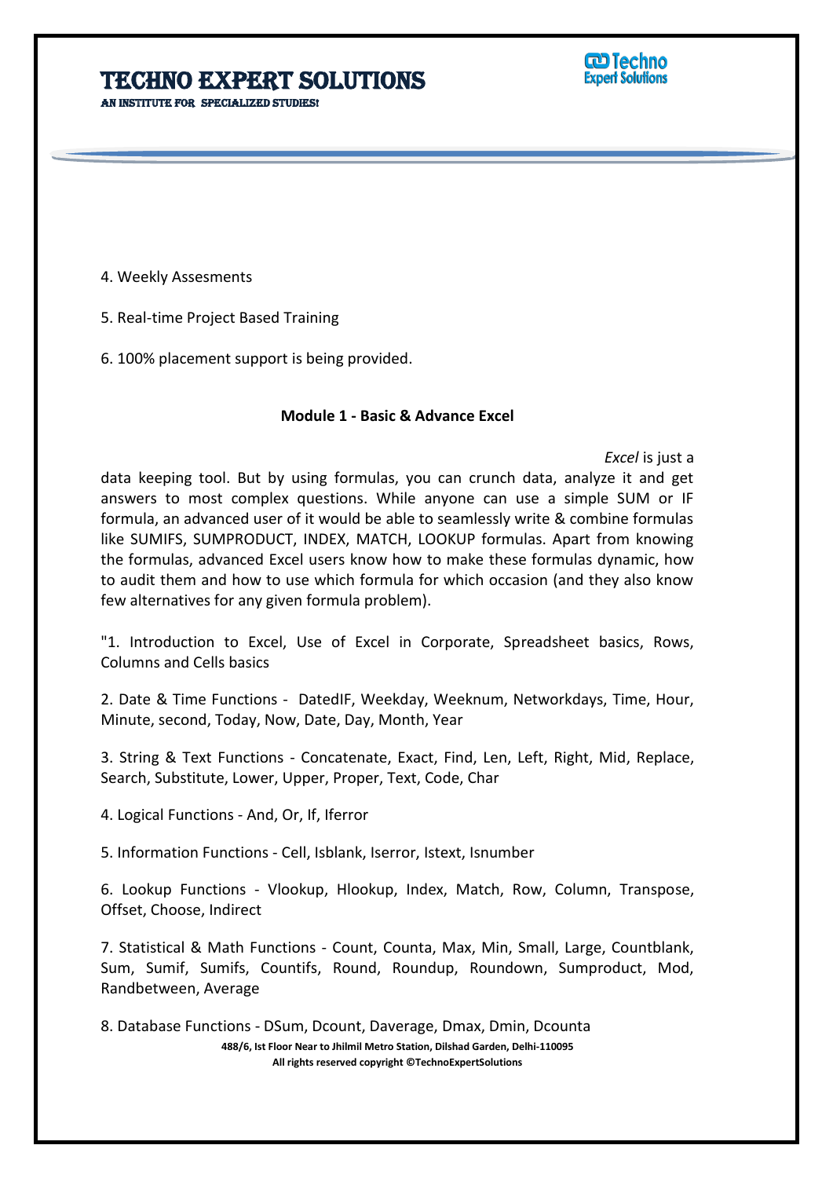4. Weekly Assesments

5. Real-time Project Based Training

6. 100% placement support is being provided.

**Module 1 - Basic & Advance Excel**

*Excel* is just a data keeping tool. But by using formulas, you can crunch data, analyze it and get answers to most complex questions. While anyone can use a simple SUM or IF formula, an advanced user of it would be able to seamlessly write & combine formulas like SUMIFS, SUMPRODUCT, INDEX, MATCH, LOOKUP formulas. Apart from knowing the formulas, advanced Excel users know how to make these formulas dynamic, how to audit them and how to use which formula for which occasion (and they also know few alternatives for any given formula problem).

"1. Introduction to Excel, Use of Excel in Corporate, Spreadsheet basics, Rows, Columns and Cells basics

2. Date & Time Functions - DatedIF, Weekday, Weeknum, Networkdays, Time, Hour, Minute, second, Today, Now, Date, Day, Month, Year

3. String & Text Functions - Concatenate, Exact, Find, Len, Left, Right, Mid, Replace, Search, Substitute, Lower, Upper, Proper, Text, Code, Char

4. Logical Functions - And, Or, If, Iferror

5. Information Functions - Cell, Isblank, Iserror, Istext, Isnumber

6. Lookup Functions - Vlookup, Hlookup, Index, Match, Row, Column, Transpose, Offset, Choose, Indirect

7. Statistical & Math Functions - Count, Counta, Max, Min, Small, Large, Countblank, Sum, Sumif, Sumifs, Countifs, Round, Roundup, Roundown, Sumproduct, Mod, Randbetween, Average

8. Database Functions - DSum, Dcount, Daverage, Dmax, Dmin, Dcounta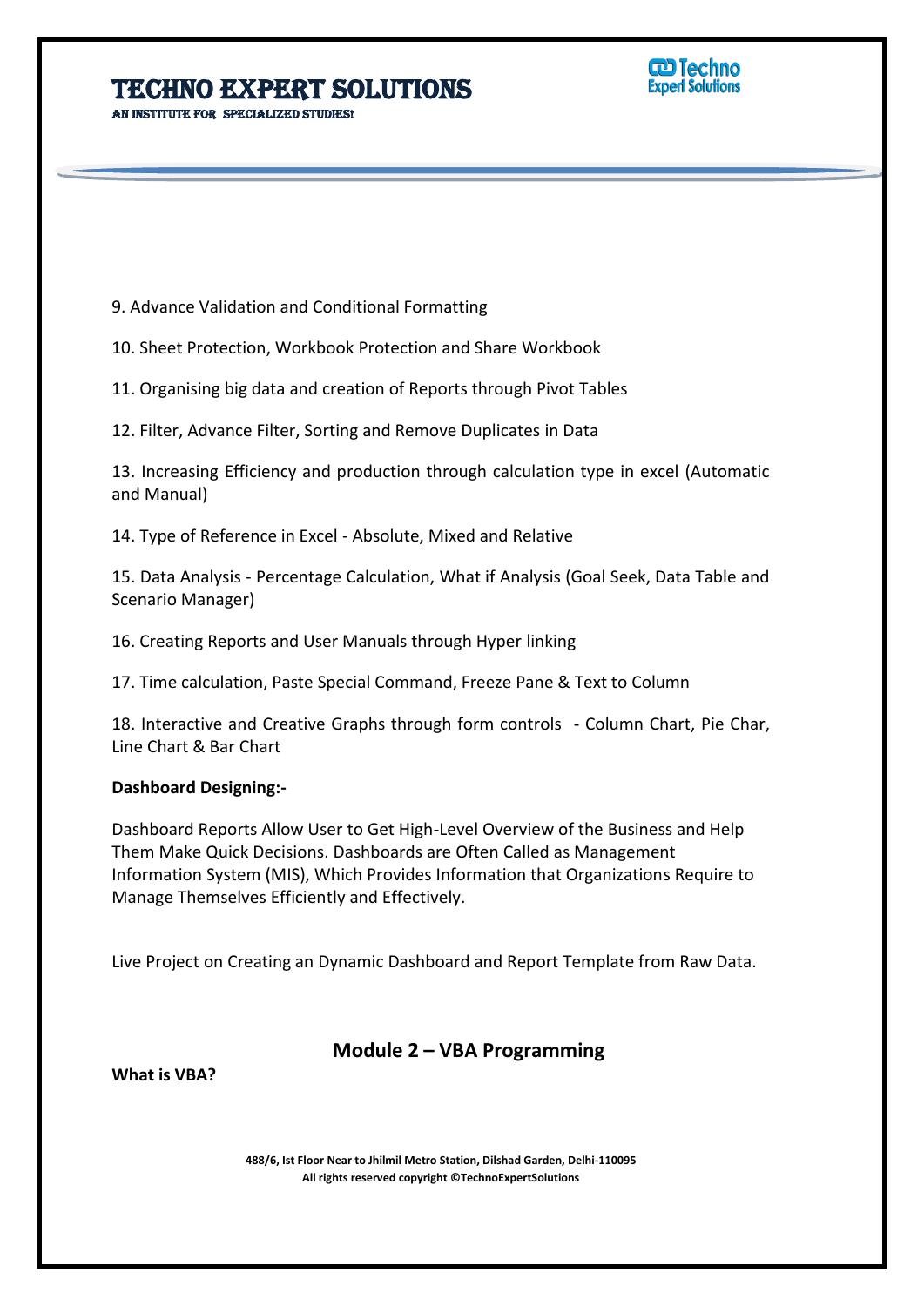9. Advance Validation and Conditional Formatting

10. Sheet Protection, Workbook Protection and Share Workbook

11. Organising big data and creation of Reports through Pivot Tables

12. Filter, Advance Filter, Sorting and Remove Duplicates in Data

13. Increasing Efficiency and production through calculation type in excel (Automatic and Manual)

14. Type of Reference in Excel - Absolute, Mixed and Relative

15. Data Analysis - Percentage Calculation, What if Analysis (Goal Seek, Data Table and Scenario Manager)

16. Creating Reports and User Manuals through Hyper linking

17. Time calculation, Paste Special Command, Freeze Pane & Text to Column

18. Interactive and Creative Graphs through form controls - Column Chart, Pie Char, Line Chart & Bar Chart

**Dashboard Designing:-**

Dashboard Reports Allow User to Get High-Level Overview of the Business and Help Them Make Quick Decisions. Dashboards are Often Called as Management Information System (MIS), Which Provides Information that Organizations Require to Manage Themselves Efficiently and Effectively.

Live Project on Creating an Dynamic Dashboard and Report Template from Raw Data.

## Module 2 – VBA Programming

**What is VBA?**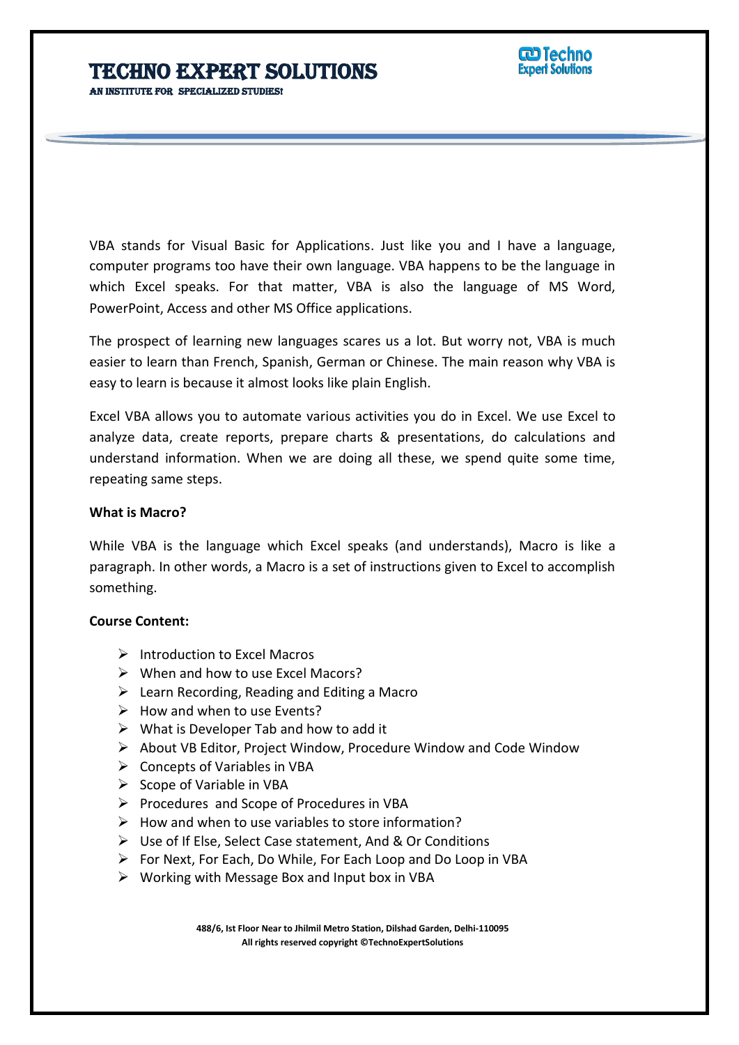VBA stands for Visual Basic for Applications. Just like you and I have a language, computer programs too have their own language. VBA happens to be the language in which Excel speaks. For that matter, VBA is also the language of MS Word, PowerPoint, Access and other MS Office applications.

The prospect of learning new languages scares us a lot. But worry not, VBA is much easier to learn than French, Spanish, German or Chinese. The main reason why VBA is easy to learn is because it almost looks like plain English.

Excel VBA allows you to automate various activities you do in Excel. We use Excel to analyze data, create reports, prepare charts & presentations, do calculations and understand information. When we are doing all these, we spend quite some time, repeating same steps.

**What is Macro?**

While VBA is the language which Excel speaks (and understands), Macro is like a paragraph. In other words, a Macro is a set of instructions given to Excel to accomplish something.

**Course Content:**

- Introduction to Excel Macros
- When and how to use Excel Macors?
- Learn Recording, Reading and Editing a Macro
- How and when to use Events?
- What is Developer Tab and how to add it
- About VB Editor, Project Window, Procedure Window and Code Window
- Concepts of Variables in VBA
- Scope of Variable in VBA
- Procedures and Scope of Procedures in VBA
- How and when to use variables to store information?
- Use of If Else, Select Case statement, And & Or Conditions
- For Next, For Each, Do While, For Each Loop and Do Loop in VBA
- Working with Message Box and Input box in VBA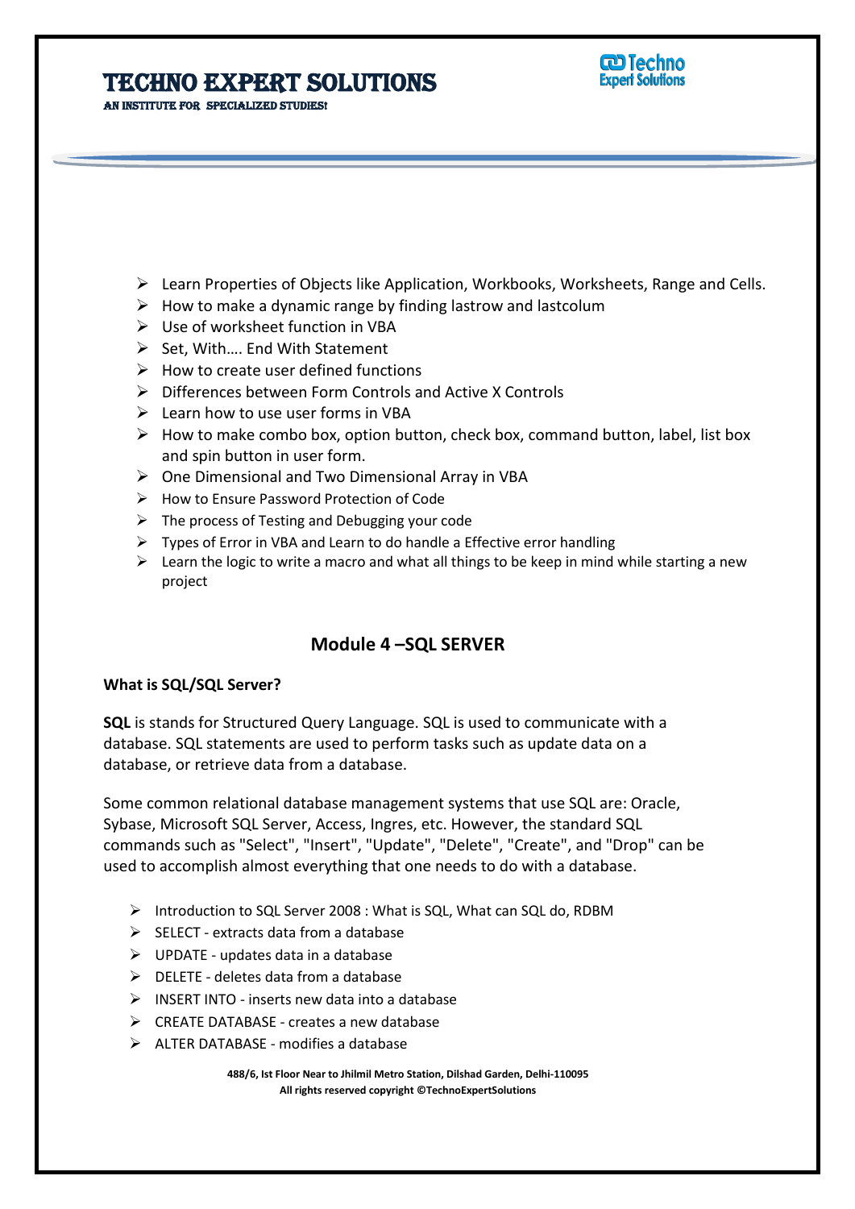- Learn Properties of Objects like Application, Workbooks, Worksheets, Range and Cells.
- How to make a dynamic range by finding lastrow and lastcolum
- Use of worksheet function in VBA
- Set, With…. End With Statement
- How to create user defined functions
- Differences between Form Controls and Active X Controls
- Learn how to use user forms in VBA
- How to make combo box, option button, check box, command button, label, list box and spin button in user form.
- One Dimensional and Two Dimensional Array in VBA
- How to Ensure Password Protection of Code
- The process of Testing and Debugging your code
- Types of Error in VBA and Learn to do handle a Effective error handling
- Learn the logic to write a macro and what all things to be keep in mind while starting a new project

## Module 4 –SQL SERVER

**What is SQL/SQL Server?**

**SQL** is stands for Structured Query Language. SQL is used to communicate with a database. SQL statements are used to perform tasks such as update data on a database, or retrieve data from a database.

Some common relational database management systems that use SQL are: Oracle, Sybase, Microsoft SQL Server, Access, Ingres, etc. However, the standard SQL commands such as "Select", "Insert", "Update", "Delete", "Create", and "Drop" can be used to accomplish almost everything that one needs to do with a database.

- Introduction to SQL Server 2008 : What is SQL, What can SQL do, RDBM
- SELECT - extracts data from a database
- UPDATE - updates data in a database
- DELETE - deletes data from a database
- INSERT INTO - inserts new data into a database
- CREATE DATABASE - creates a new database
- ALTER DATABASE - modifies a database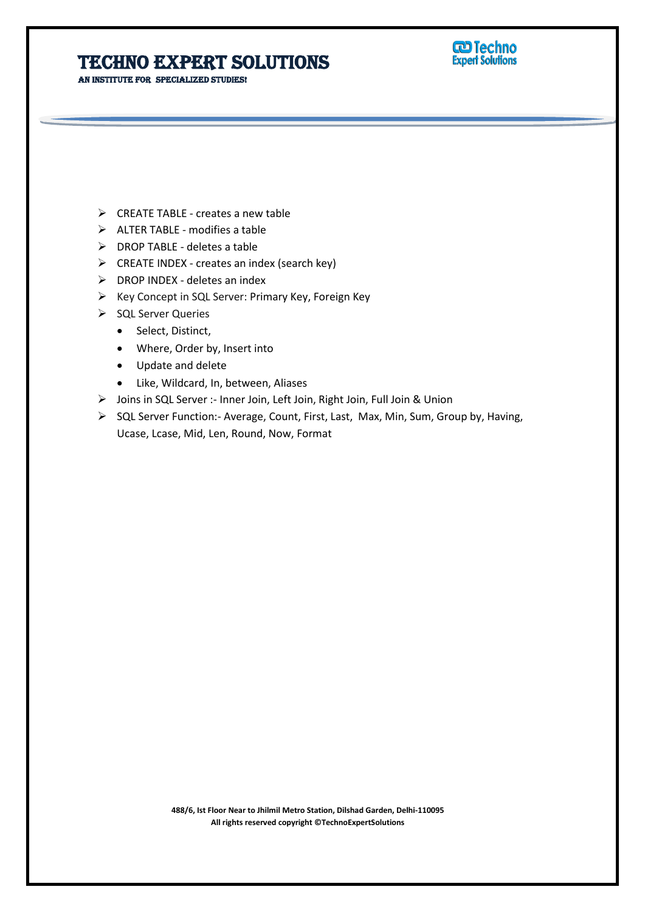- CREATE TABLE - creates a new table
- ALTER TABLE - modifies a table
- DROP TABLE - deletes a table
- CREATE INDEX - creates an index (search key)
- DROP INDEX - deletes an index
- Key Concept in SQL Server: Primary Key, Foreign Key
- SQL Server Queries
  - Select, Distinct,
  - Where, Order by, Insert into
  - Update and delete
  - Like, Wildcard, In, between, Aliases
- Joins in SQL Server :- Inner Join, Left Join, Right Join, Full Join & Union
- SQL Server Function:- Average, Count, First, Last, Max, Min, Sum, Group by, Having, Ucase, Lcase, Mid, Len, Round, Now, Format